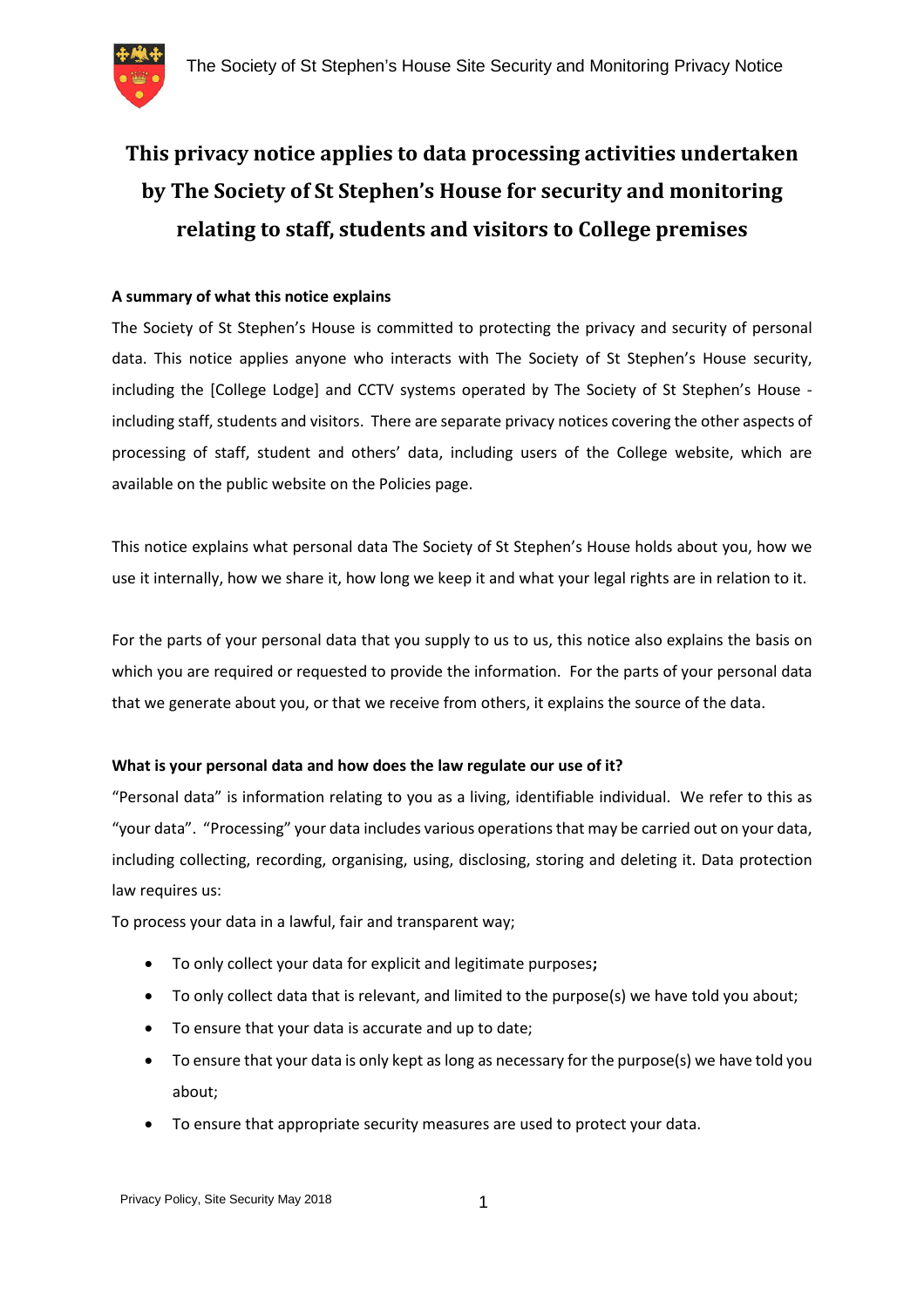# This privacy notice applies to data processing activities undertaken by The Society of St Stephen's House for security and monitoring relating to staff, students and visitors to College premises

**A summary of what this notice explains**

The Society of St Stephen's House is committed to protecting the privacy and security of personal data. This notice applies anyone who interacts with The Society of St Stephen's House security, including the [College Lodge] and CCTV systems operated by The Society of St Stephen's House - including staff, students and visitors. There are separate privacy notices covering the other aspects of processing of staff, student and others' data, including users of the College website, which are available on the public website on the Policies page.

This notice explains what personal data The Society of St Stephen's House holds about you, how we use it internally, how we share it, how long we keep it and what your legal rights are in relation to it.

For the parts of your personal data that you supply to us to us, this notice also explains the basis on which you are required or requested to provide the information. For the parts of your personal data that we generate about you, or that we receive from others, it explains the source of the data.

**What is your personal data and how does the law regulate our use of it?**

"Personal data" is information relating to you as a living, identifiable individual. We refer to this as "your data". "Processing" your data includes various operations that may be carried out on your data, including collecting, recording, organising, using, disclosing, storing and deleting it. Data protection law requires us:

To process your data in a lawful, fair and transparent way;

- To only collect your data for explicit and legitimate purposes**;**
- To only collect data that is relevant, and limited to the purpose(s) we have told you about;
- To ensure that your data is accurate and up to date;
- To ensure that your data is only kept as long as necessary for the purpose(s) we have told you about;
- To ensure that appropriate security measures are used to protect your data.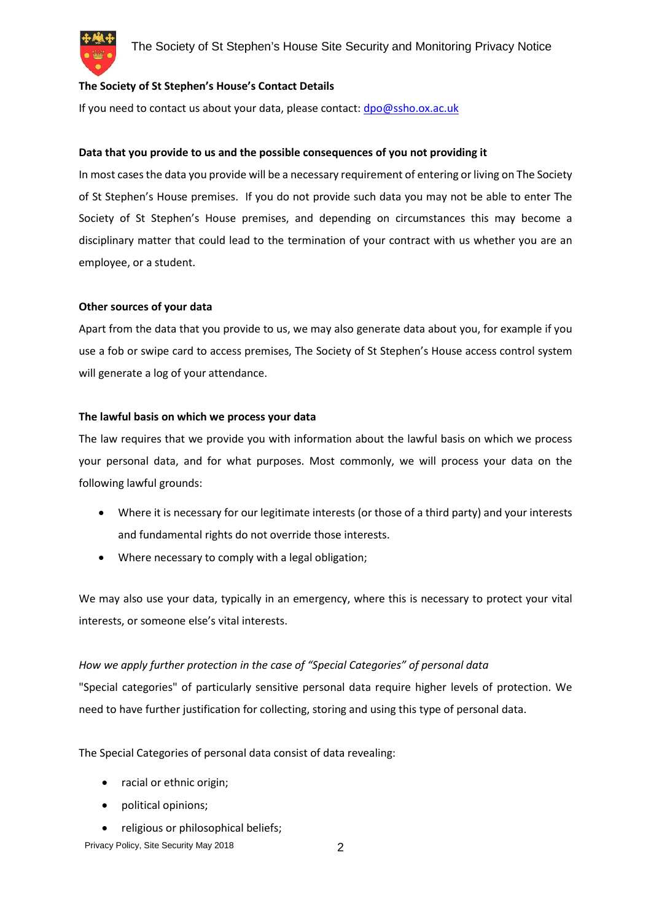**The Society of St Stephen's House's Contact Details**

If you need to contact us about your data, please contact: dpo@ssho.ox.ac.uk

**Data that you provide to us and the possible consequences of you not providing it**

In most cases the data you provide will be a necessary requirement of entering or living on The Society of St Stephen's House premises. If you do not provide such data you may not be able to enter The Society of St Stephen's House premises, and depending on circumstances this may become a disciplinary matter that could lead to the termination of your contract with us whether you are an employee, or a student.

**Other sources of your data**

Apart from the data that you provide to us, we may also generate data about you, for example if you use a fob or swipe card to access premises, The Society of St Stephen's House access control system will generate a log of your attendance.

**The lawful basis on which we process your data**

The law requires that we provide you with information about the lawful basis on which we process your personal data, and for what purposes. Most commonly, we will process your data on the following lawful grounds:

- Where it is necessary for our legitimate interests (or those of a third party) and your interests and fundamental rights do not override those interests.
- Where necessary to comply with a legal obligation;

We may also use your data, typically in an emergency, where this is necessary to protect your vital interests, or someone else's vital interests.

*How we apply further protection in the case of "Special Categories" of personal data*

"Special categories" of particularly sensitive personal data require higher levels of protection. We need to have further justification for collecting, storing and using this type of personal data.

The Special Categories of personal data consist of data revealing:

- racial or ethnic origin;
- political opinions;
- religious or philosophical beliefs;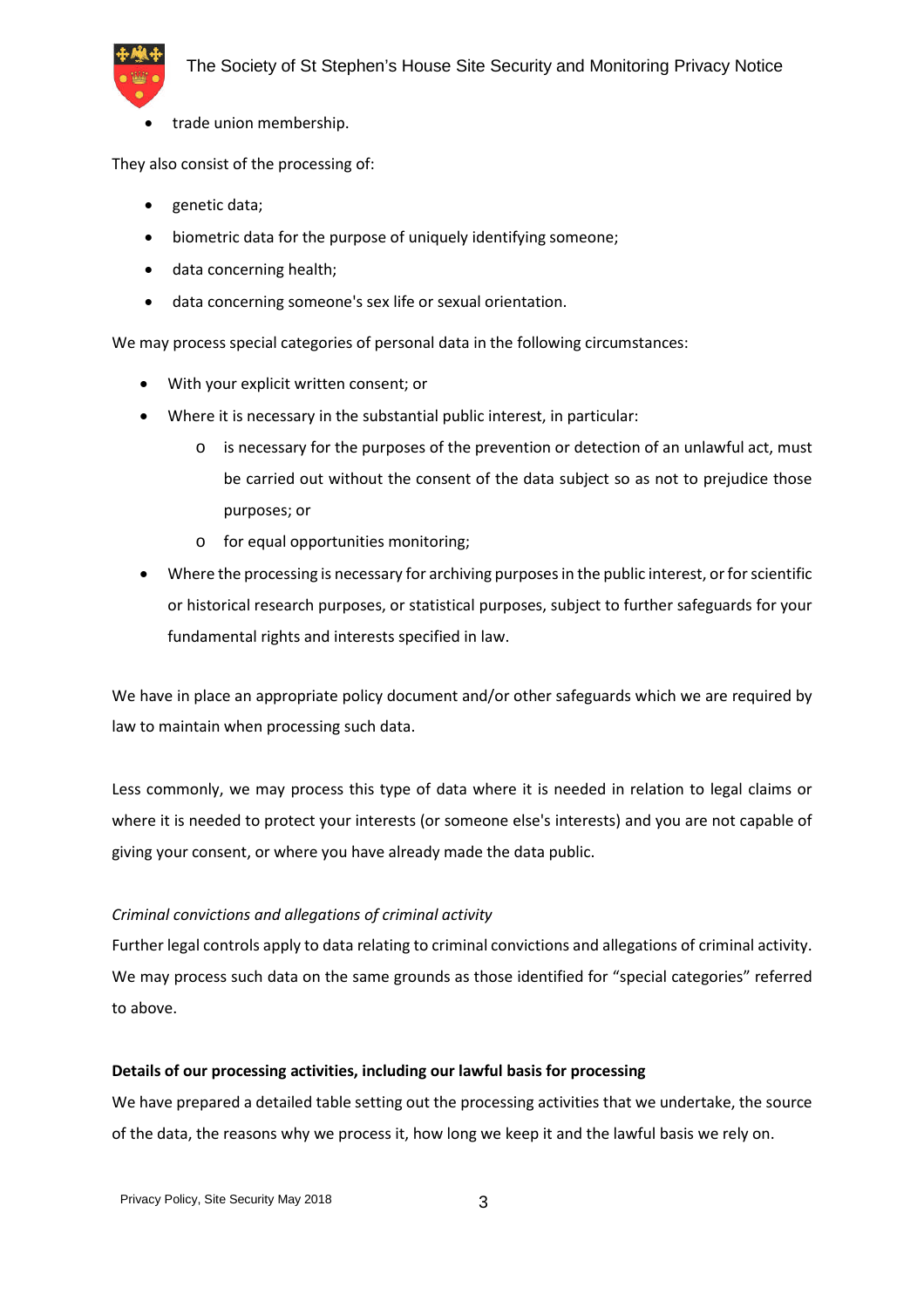- trade union membership.

They also consist of the processing of:

- genetic data;
- biometric data for the purpose of uniquely identifying someone;
- data concerning health;
- data concerning someone's sex life or sexual orientation.

We may process special categories of personal data in the following circumstances:

- With your explicit written consent; or
- Where it is necessary in the substantial public interest, in particular:
  - is necessary for the purposes of the prevention or detection of an unlawful act, must be carried out without the consent of the data subject so as not to prejudice those purposes; or
  - for equal opportunities monitoring;
- Where the processing is necessary for archiving purposes in the public interest, or for scientific or historical research purposes, or statistical purposes, subject to further safeguards for your fundamental rights and interests specified in law.

We have in place an appropriate policy document and/or other safeguards which we are required by law to maintain when processing such data.

Less commonly, we may process this type of data where it is needed in relation to legal claims or where it is needed to protect your interests (or someone else's interests) and you are not capable of giving your consent, or where you have already made the data public.

*Criminal convictions and allegations of criminal activity*

Further legal controls apply to data relating to criminal convictions and allegations of criminal activity. We may process such data on the same grounds as those identified for "special categories" referred to above.

**Details of our processing activities, including our lawful basis for processing**

We have prepared a detailed table setting out the processing activities that we undertake, the source of the data, the reasons why we process it, how long we keep it and the lawful basis we rely on.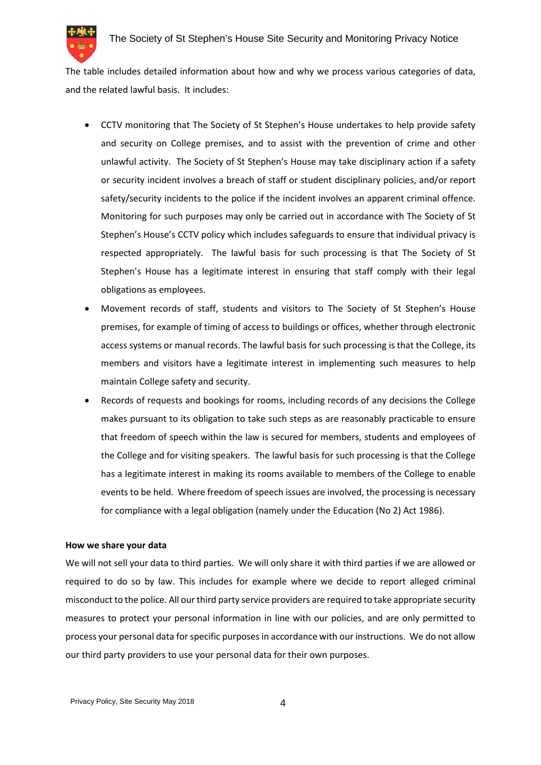The table includes detailed information about how and why we process various categories of data, and the related lawful basis. It includes:

- CCTV monitoring that The Society of St Stephen's House undertakes to help provide safety and security on College premises, and to assist with the prevention of crime and other unlawful activity. The Society of St Stephen's House may take disciplinary action if a safety or security incident involves a breach of staff or student disciplinary policies, and/or report safety/security incidents to the police if the incident involves an apparent criminal offence. Monitoring for such purposes may only be carried out in accordance with The Society of St Stephen's House's CCTV policy which includes safeguards to ensure that individual privacy is respected appropriately. The lawful basis for such processing is that The Society of St Stephen's House has a legitimate interest in ensuring that staff comply with their legal obligations as employees.
- Movement records of staff, students and visitors to The Society of St Stephen's House premises, for example of timing of access to buildings or offices, whether through electronic access systems or manual records. The lawful basis for such processing is that the College, its members and visitors have a legitimate interest in implementing such measures to help maintain College safety and security.
- Records of requests and bookings for rooms, including records of any decisions the College makes pursuant to its obligation to take such steps as are reasonably practicable to ensure that freedom of speech within the law is secured for members, students and employees of the College and for visiting speakers. The lawful basis for such processing is that the College has a legitimate interest in making its rooms available to members of the College to enable events to be held. Where freedom of speech issues are involved, the processing is necessary for compliance with a legal obligation (namely under the Education (No 2) Act 1986).

**How we share your data**

We will not sell your data to third parties. We will only share it with third parties if we are allowed or required to do so by law. This includes for example where we decide to report alleged criminal misconduct to the police. All our third party service providers are required to take appropriate security measures to protect your personal information in line with our policies, and are only permitted to process your personal data for specific purposes in accordance with our instructions. We do not allow our third party providers to use your personal data for their own purposes.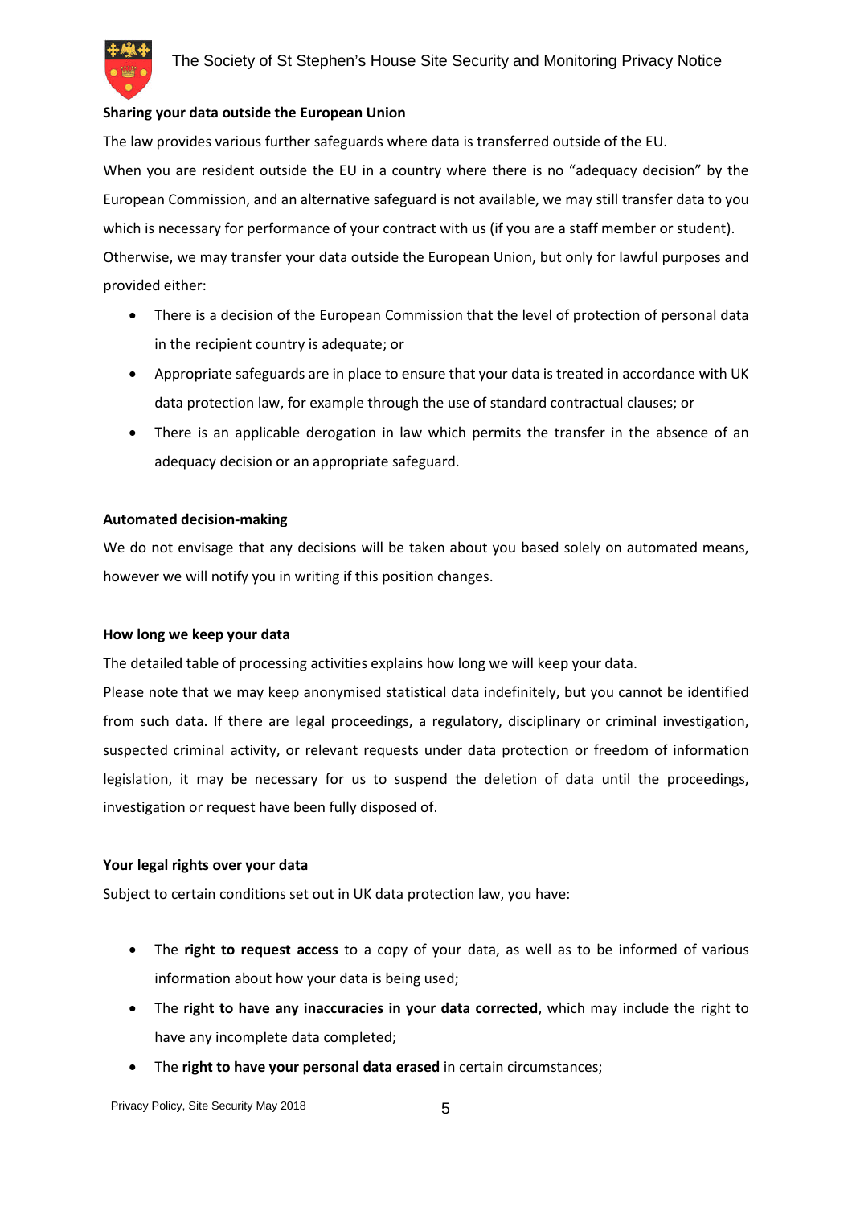**Sharing your data outside the European Union**

The law provides various further safeguards where data is transferred outside of the EU.

When you are resident outside the EU in a country where there is no "adequacy decision" by the European Commission, and an alternative safeguard is not available, we may still transfer data to you which is necessary for performance of your contract with us (if you are a staff member or student).

Otherwise, we may transfer your data outside the European Union, but only for lawful purposes and provided either:

- There is a decision of the European Commission that the level of protection of personal data in the recipient country is adequate; or
- Appropriate safeguards are in place to ensure that your data is treated in accordance with UK data protection law, for example through the use of standard contractual clauses; or
- There is an applicable derogation in law which permits the transfer in the absence of an adequacy decision or an appropriate safeguard.

**Automated decision-making**

We do not envisage that any decisions will be taken about you based solely on automated means, however we will notify you in writing if this position changes.

**How long we keep your data**

The detailed table of processing activities explains how long we will keep your data.

Please note that we may keep anonymised statistical data indefinitely, but you cannot be identified from such data. If there are legal proceedings, a regulatory, disciplinary or criminal investigation, suspected criminal activity, or relevant requests under data protection or freedom of information legislation, it may be necessary for us to suspend the deletion of data until the proceedings, investigation or request have been fully disposed of.

**Your legal rights over your data**

Subject to certain conditions set out in UK data protection law, you have:

- The **right to request access** to a copy of your data, as well as to be informed of various information about how your data is being used;
- The **right to have any inaccuracies in your data corrected**, which may include the right to have any incomplete data completed;
- The **right to have your personal data erased** in certain circumstances;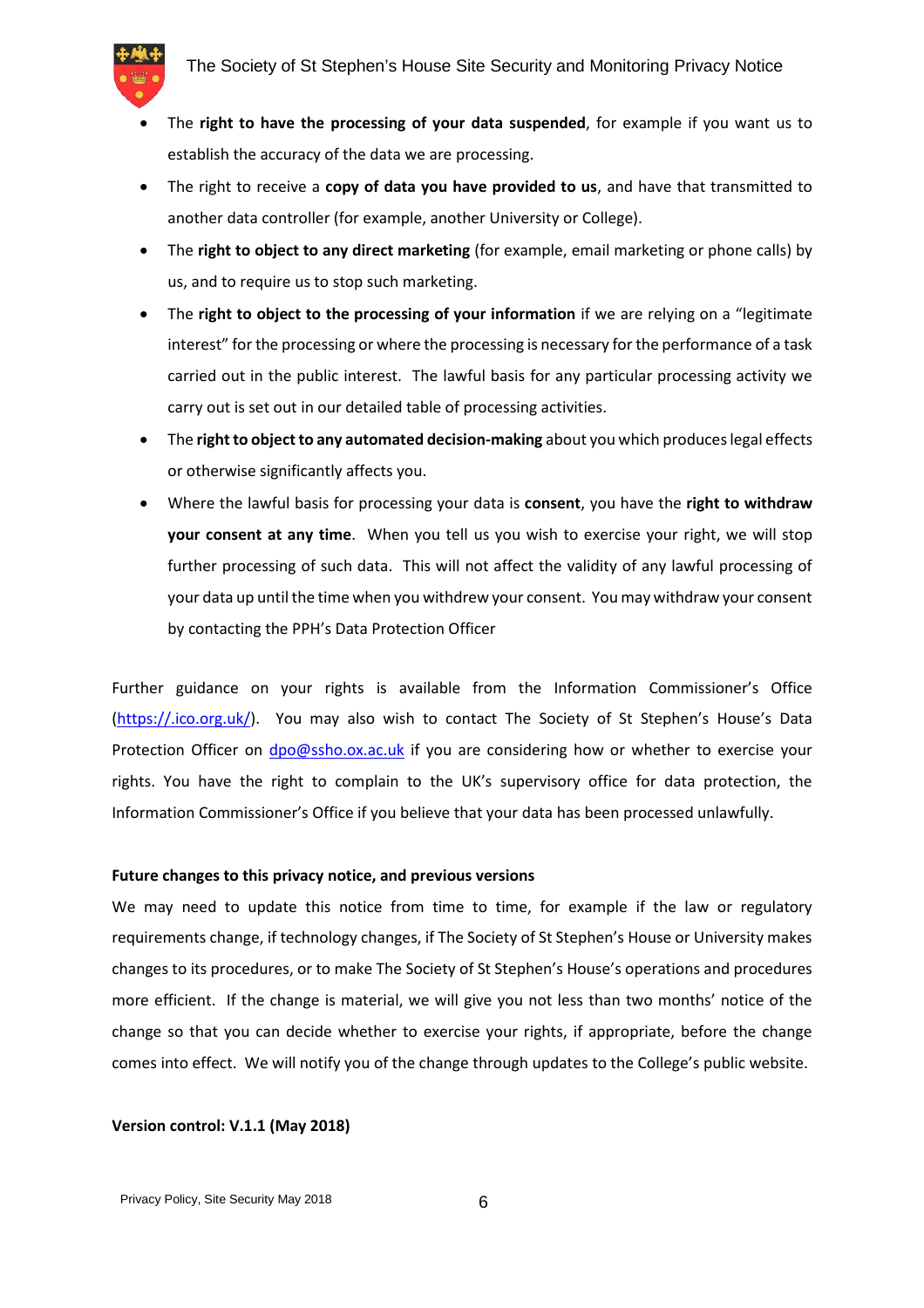- The **right to have the processing of your data suspended**, for example if you want us to establish the accuracy of the data we are processing.
- The right to receive a **copy of data you have provided to us**, and have that transmitted to another data controller (for example, another University or College).
- The **right to object to any direct marketing** (for example, email marketing or phone calls) by us, and to require us to stop such marketing.
- The **right to object to the processing of your information** if we are relying on a "legitimate interest" for the processing or where the processing is necessary for the performance of a task carried out in the public interest. The lawful basis for any particular processing activity we carry out is set out in our detailed table of processing activities.
- The **right to object to any automated decision-making** about you which produces legal effects or otherwise significantly affects you.
- Where the lawful basis for processing your data is **consent**, you have the **right to withdraw your consent at any time**. When you tell us you wish to exercise your right, we will stop further processing of such data. This will not affect the validity of any lawful processing of your data up until the time when you withdrew your consent. You may withdraw your consent by contacting the PPH's Data Protection Officer

Further guidance on your rights is available from the Information Commissioner's Office (https://.ico.org.uk/). You may also wish to contact The Society of St Stephen's House's Data Protection Officer on dpo@ssho.ox.ac.uk if you are considering how or whether to exercise your rights. You have the right to complain to the UK's supervisory office for data protection, the Information Commissioner's Office if you believe that your data has been processed unlawfully.

**Future changes to this privacy notice, and previous versions**

We may need to update this notice from time to time, for example if the law or regulatory requirements change, if technology changes, if The Society of St Stephen's House or University makes changes to its procedures, or to make The Society of St Stephen's House's operations and procedures more efficient. If the change is material, we will give you not less than two months' notice of the change so that you can decide whether to exercise your rights, if appropriate, before the change comes into effect. We will notify you of the change through updates to the College's public website.

**Version control: V.1.1 (May 2018)**